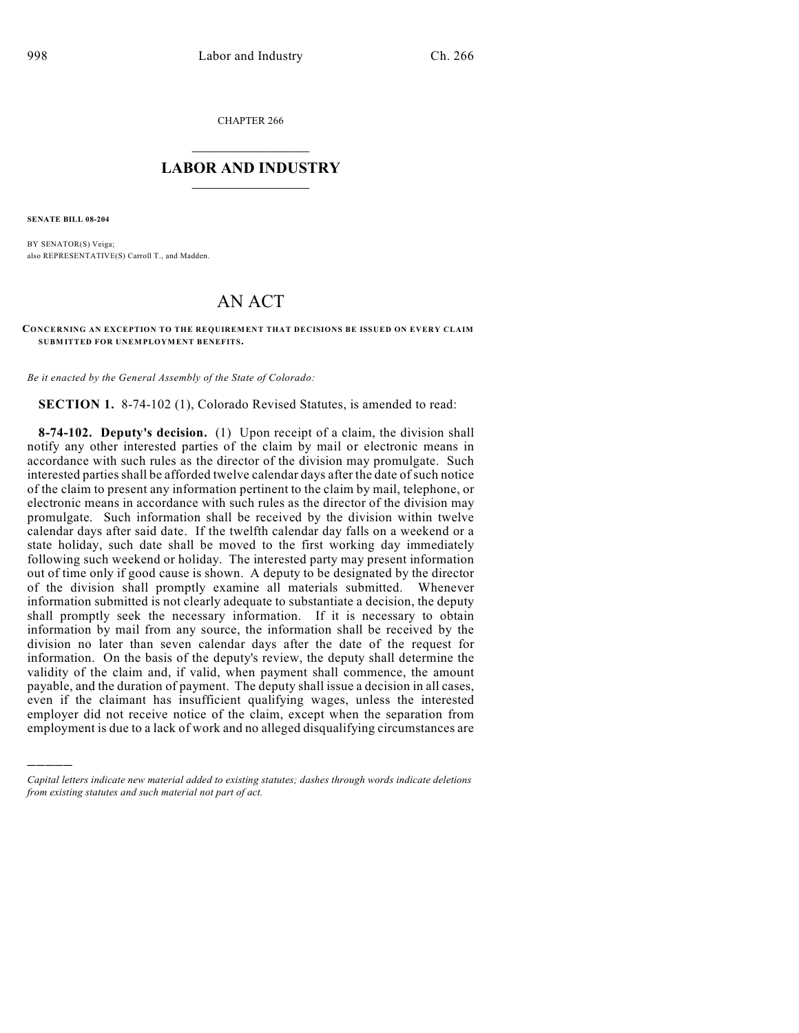CHAPTER 266

# LABOR AND INDUSTRY

**SENATE BILL 08-204**

BY SENATOR(S) Veiga;
also REPRESENTATIVE(S) Carroll T., and Madden.

# AN ACT

**CONCERNING AN EXCEPTION TO THE REQUIREMENT THAT DECISIONS BE ISSUED ON EVERY CLAIM SUBMITTED FOR UNEMPLOYMENT BENEFITS.**

*Be it enacted by the General Assembly of the State of Colorado:*

**SECTION 1.** 8-74-102 (1), Colorado Revised Statutes, is amended to read:

**8-74-102. Deputy's decision.** (1) Upon receipt of a claim, the division shall notify any other interested parties of the claim by mail or electronic means in accordance with such rules as the director of the division may promulgate. Such interested parties shall be afforded twelve calendar days after the date of such notice of the claim to present any information pertinent to the claim by mail, telephone, or electronic means in accordance with such rules as the director of the division may promulgate. Such information shall be received by the division within twelve calendar days after said date. If the twelfth calendar day falls on a weekend or a state holiday, such date shall be moved to the first working day immediately following such weekend or holiday. The interested party may present information out of time only if good cause is shown. A deputy to be designated by the director of the division shall promptly examine all materials submitted. Whenever information submitted is not clearly adequate to substantiate a decision, the deputy shall promptly seek the necessary information. If it is necessary to obtain information by mail from any source, the information shall be received by the division no later than seven calendar days after the date of the request for information. On the basis of the deputy's review, the deputy shall determine the validity of the claim and, if valid, when payment shall commence, the amount payable, and the duration of payment. The deputy shall issue a decision in all cases, even if the claimant has insufficient qualifying wages, unless the interested employer did not receive notice of the claim, except when the separation from employment is due to a lack of work and no alleged disqualifying circumstances are

---

*Capital letters indicate new material added to existing statutes; dashes through words indicate deletions from existing statutes and such material not part of act.*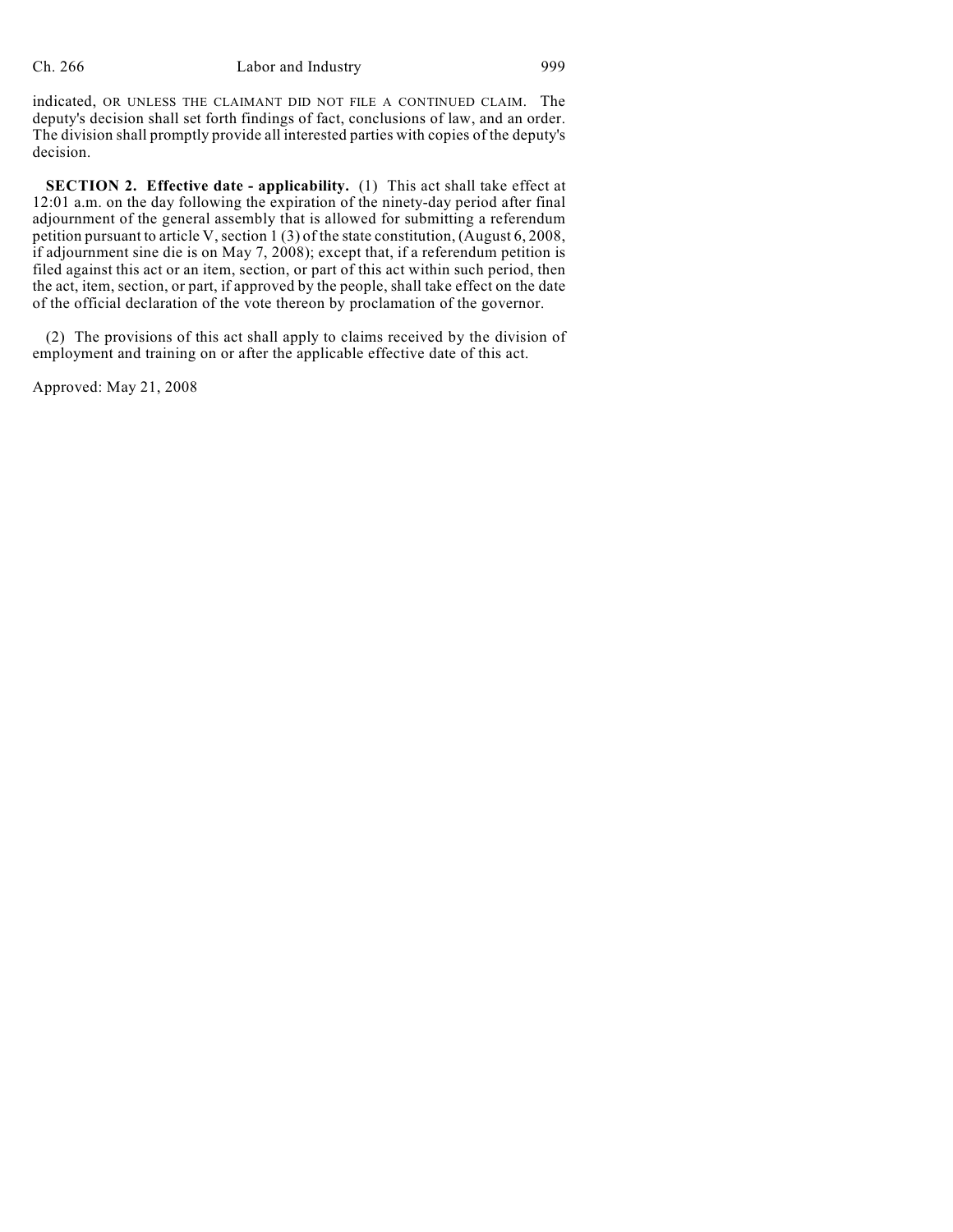indicated, OR UNLESS THE CLAIMANT DID NOT FILE A CONTINUED CLAIM. The deputy's decision shall set forth findings of fact, conclusions of law, and an order. The division shall promptly provide all interested parties with copies of the deputy's decision.

**SECTION 2. Effective date - applicability.** (1) This act shall take effect at 12:01 a.m. on the day following the expiration of the ninety-day period after final adjournment of the general assembly that is allowed for submitting a referendum petition pursuant to article V, section 1 (3) of the state constitution, (August 6, 2008, if adjournment sine die is on May 7, 2008); except that, if a referendum petition is filed against this act or an item, section, or part of this act within such period, then the act, item, section, or part, if approved by the people, shall take effect on the date of the official declaration of the vote thereon by proclamation of the governor.

(2) The provisions of this act shall apply to claims received by the division of employment and training on or after the applicable effective date of this act.

Approved: May 21, 2008